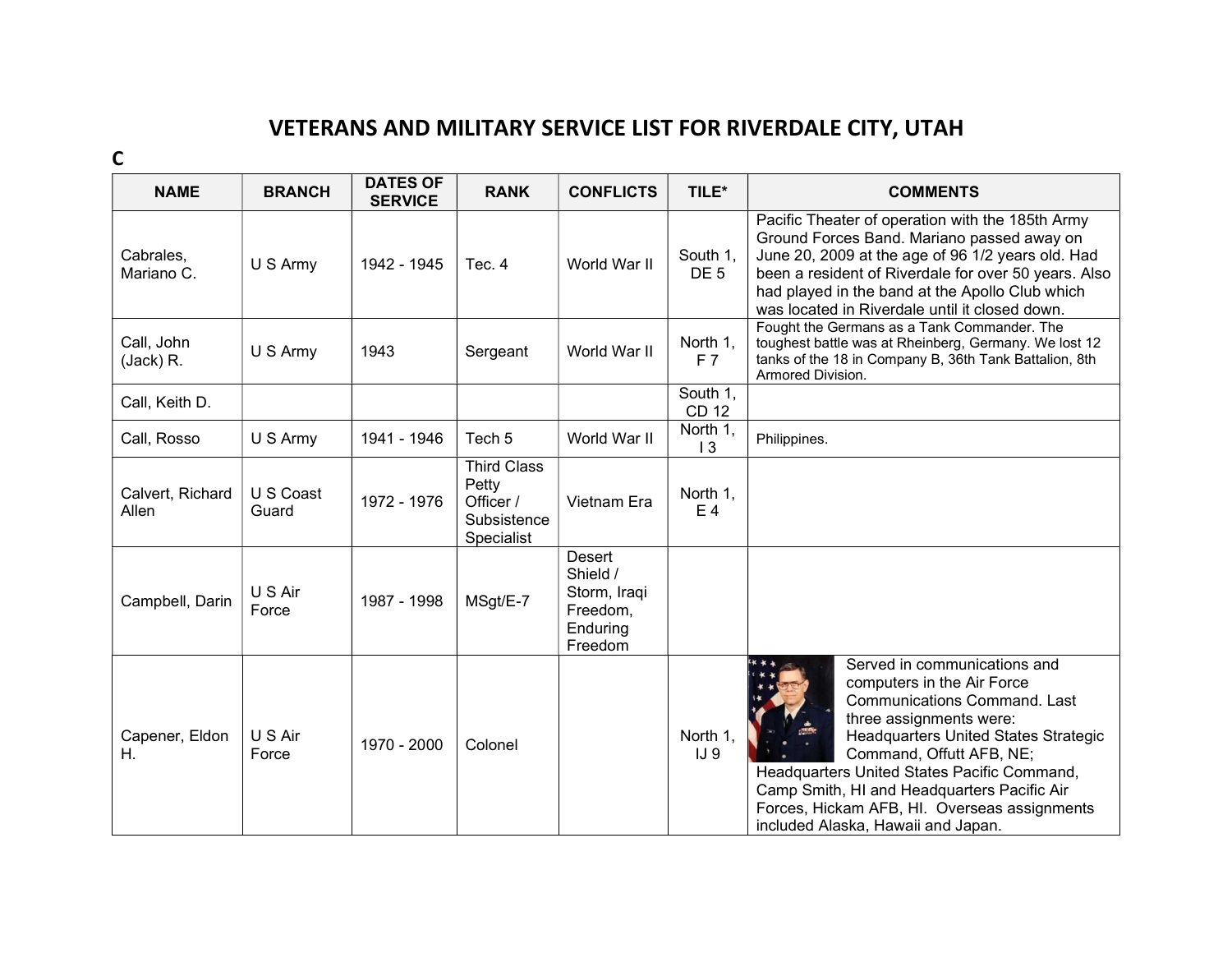# VETERANS AND MILITARY SERVICE LIST FOR RIVERDALE CITY, UTAH

## C

| NAME | BRANCH | DATES OF SERVICE | RANK | CONFLICTS | TILE* | COMMENTS |
|---|---|---|---|---|---|---|
| Cabrales, Mariano C. | U S Army | 1942 - 1945 | Tec. 4 | World War II | South 1, DE 5 | Pacific Theater of operation with the 185th Army Ground Forces Band. Mariano passed away on June 20, 2009 at the age of 96 1/2 years old. Had been a resident of Riverdale for over 50 years. Also had played in the band at the Apollo Club which was located in Riverdale until it closed down. |
| Call, John (Jack) R. | U S Army | 1943 | Sergeant | World War II | North 1, F 7 | Fought the Germans as a Tank Commander. The toughest battle was at Rheinberg, Germany. We lost 12 tanks of the 18 in Company B, 36th Tank Battalion, 8th Armored Division. |
| Call, Keith D. | | | | | South 1, CD 12 | |
| Call, Rosso | U S Army | 1941 - 1946 | Tech 5 | World War II | North 1, I 3 | Philippines. |
| Calvert, Richard Allen | U S Coast Guard | 1972 - 1976 | Third Class Petty Officer / Subsistence Specialist | Vietnam Era | North 1, E 4 | |
| Campbell, Darin | U S Air Force | 1987 - 1998 | MSgt/E-7 | Desert Shield / Storm, Iraqi Freedom, Enduring Freedom | | |
| Capener, Eldon H. | U S Air Force | 1970 - 2000 | Colonel | | North 1, IJ 9 | Served in communications and computers in the Air Force Communications Command. Last three assignments were: Headquarters United States Strategic Command, Offutt AFB, NE; Headquarters United States Pacific Command, Camp Smith, HI and Headquarters Pacific Air Forces, Hickam AFB, HI. Overseas assignments included Alaska, Hawaii and Japan. |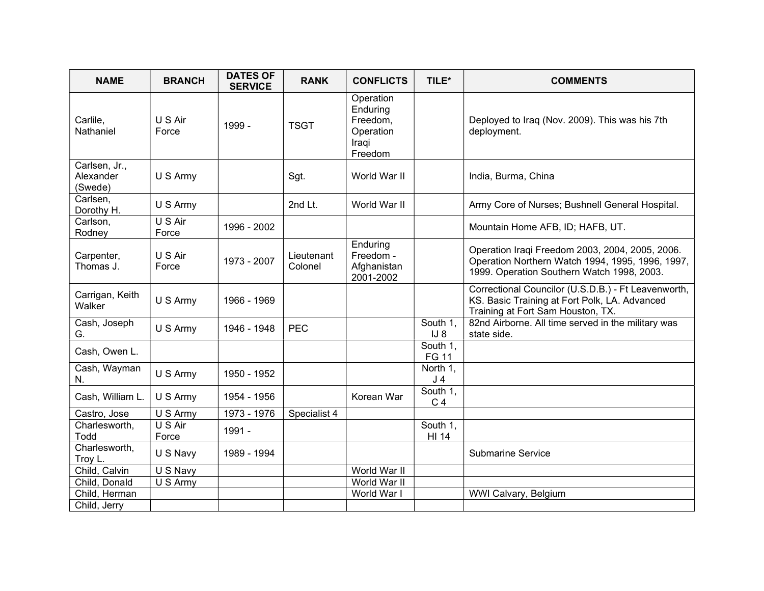| NAME | BRANCH | DATES OF SERVICE | RANK | CONFLICTS | TILE* | COMMENTS |
|---|---|---|---|---|---|---|
| Carlile, Nathaniel | U S Air Force | 1999 - | TSGT | Operation Enduring Freedom, Operation Iraqi Freedom | | Deployed to Iraq (Nov. 2009). This was his 7th deployment. |
| Carlsen, Jr., Alexander (Swede) | U S Army | | Sgt. | World War II | | India, Burma, China |
| Carlsen, Dorothy H. | U S Army | | 2nd Lt. | World War II | | Army Core of Nurses; Bushnell General Hospital. |
| Carlson, Rodney | U S Air Force | 1996 - 2002 | | | | Mountain Home AFB, ID; HAFB, UT. |
| Carpenter, Thomas J. | U S Air Force | 1973 - 2007 | Lieutenant Colonel | Enduring Freedom - Afghanistan 2001-2002 | | Operation Iraqi Freedom 2003, 2004, 2005, 2006. Operation Northern Watch 1994, 1995, 1996, 1997, 1999. Operation Southern Watch 1998, 2003. |
| Carrigan, Keith Walker | U S Army | 1966 - 1969 | | | | Correctional Councilor (U.S.D.B.) - Ft Leavenworth, KS. Basic Training at Fort Polk, LA. Advanced Training at Fort Sam Houston, TX. |
| Cash, Joseph G. | U S Army | 1946 - 1948 | PEC | | South 1, IJ 8 | 82nd Airborne. All time served in the military was state side. |
| Cash, Owen L. | | | | | South 1, FG 11 | |
| Cash, Wayman N. | U S Army | 1950 - 1952 | | | North 1, J 4 | |
| Cash, William L. | U S Army | 1954 - 1956 | | Korean War | South 1, C 4 | |
| Castro, Jose | U S Army | 1973 - 1976 | Specialist 4 | | | |
| Charlesworth, Todd | U S Air Force | 1991 - | | | South 1, HI 14 | |
| Charlesworth, Troy L. | U S Navy | 1989 - 1994 | | | | Submarine Service |
| Child, Calvin | U S Navy | | | World War II | | |
| Child, Donald | U S Army | | | World War II | | |
| Child, Herman | | | | World War I | | WWI Calvary, Belgium |
| Child, Jerry | | | | | | |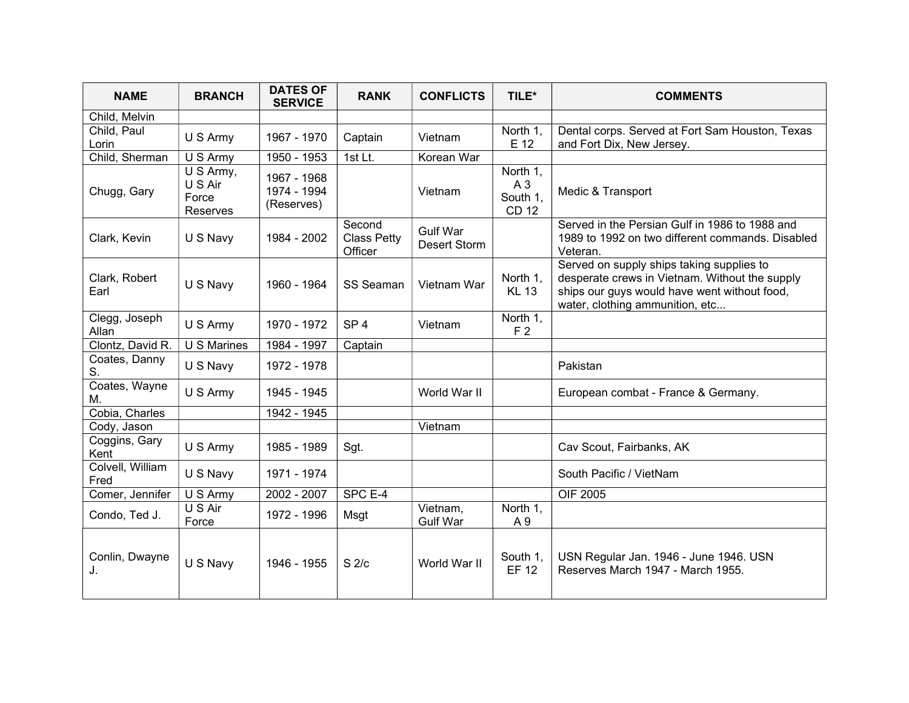| NAME | BRANCH | DATES OF SERVICE | RANK | CONFLICTS | TILE* | COMMENTS |
|---|---|---|---|---|---|---|
| Child, Melvin | | | | | | |
| Child, Paul Lorin | U S Army | 1967 - 1970 | Captain | Vietnam | North 1, E 12 | Dental corps. Served at Fort Sam Houston, Texas and Fort Dix, New Jersey. |
| Child, Sherman | U S Army | 1950 - 1953 | 1st Lt. | Korean War | | |
| Chugg, Gary | U S Army, U S Air Force Reserves | 1967 - 1968 1974 - 1994 (Reserves) | | Vietnam | North 1, A 3 South 1, CD 12 | Medic & Transport |
| Clark, Kevin | U S Navy | 1984 - 2002 | Second Class Petty Officer | Gulf War Desert Storm | | Served in the Persian Gulf in 1986 to 1988 and 1989 to 1992 on two different commands. Disabled Veteran. |
| Clark, Robert Earl | U S Navy | 1960 - 1964 | SS Seaman | Vietnam War | North 1, KL 13 | Served on supply ships taking supplies to desperate crews in Vietnam. Without the supply ships our guys would have went without food, water, clothing ammunition, etc... |
| Clegg, Joseph Allan | U S Army | 1970 - 1972 | SP 4 | Vietnam | North 1, F 2 | |
| Clontz, David R. | U S Marines | 1984 - 1997 | Captain | | | |
| Coates, Danny S. | U S Navy | 1972 - 1978 | | | | Pakistan |
| Coates, Wayne M. | U S Army | 1945 - 1945 | | World War II | | European combat - France & Germany. |
| Cobia, Charles | | 1942 - 1945 | | | | |
| Cody, Jason | | | | Vietnam | | |
| Coggins, Gary Kent | U S Army | 1985 - 1989 | Sgt. | | | Cav Scout, Fairbanks, AK |
| Colvell, William Fred | U S Navy | 1971 - 1974 | | | | South Pacific / VietNam |
| Comer, Jennifer | U S Army | 2002 - 2007 | SPC E-4 | | | OIF 2005 |
| Condo, Ted J. | U S Air Force | 1972 - 1996 | Msgt | Vietnam, Gulf War | North 1, A 9 | |
| Conlin, Dwayne J. | U S Navy | 1946 - 1955 | S 2/c | World War II | South 1, EF 12 | USN Regular Jan. 1946 - June 1946. USN Reserves March 1947 - March 1955. |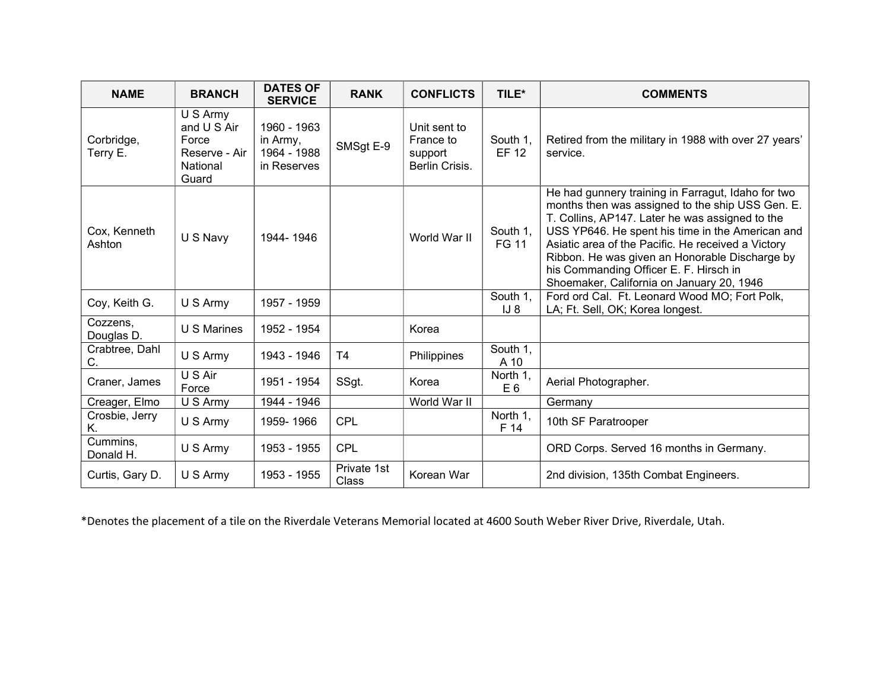| NAME | BRANCH | DATES OF SERVICE | RANK | CONFLICTS | TILE* | COMMENTS |
|---|---|---|---|---|---|---|
| Corbridge, Terry E. | U S Army and U S Air Force Reserve - Air National Guard | 1960 - 1963 in Army, 1964 - 1988 in Reserves | SMSgt E-9 | Unit sent to France to support Berlin Crisis. | South 1, EF 12 | Retired from the military in 1988 with over 27 years' service. |
| Cox, Kenneth Ashton | U S Navy | 1944- 1946 | | World War II | South 1, FG 11 | He had gunnery training in Farragut, Idaho for two months then was assigned to the ship USS Gen. E. T. Collins, AP147. Later he was assigned to the USS YP646. He spent his time in the American and Asiatic area of the Pacific. He received a Victory Ribbon. He was given an Honorable Discharge by his Commanding Officer E. F. Hirsch in Shoemaker, California on January 20, 1946 |
| Coy, Keith G. | U S Army | 1957 - 1959 | | | South 1, IJ 8 | Ford ord Cal. Ft. Leonard Wood MO; Fort Polk, LA; Ft. Sell, OK; Korea longest. |
| Cozzens, Douglas D. | U S Marines | 1952 - 1954 | | Korea | | |
| Crabtree, Dahl C. | U S Army | 1943 - 1946 | T4 | Philippines | South 1, A 10 | |
| Craner, James | U S Air Force | 1951 - 1954 | SSgt. | Korea | North 1, E 6 | Aerial Photographer. |
| Creager, Elmo | U S Army | 1944 - 1946 | | World War II | | Germany |
| Crosbie, Jerry K. | U S Army | 1959- 1966 | CPL | | North 1, F 14 | 10th SF Paratrooper |
| Cummins, Donald H. | U S Army | 1953 - 1955 | CPL | | | ORD Corps. Served 16 months in Germany. |
| Curtis, Gary D. | U S Army | 1953 - 1955 | Private 1st Class | Korean War | | 2nd division, 135th Combat Engineers. |

*Denotes the placement of a tile on the Riverdale Veterans Memorial located at 4600 South Weber River Drive, Riverdale, Utah.